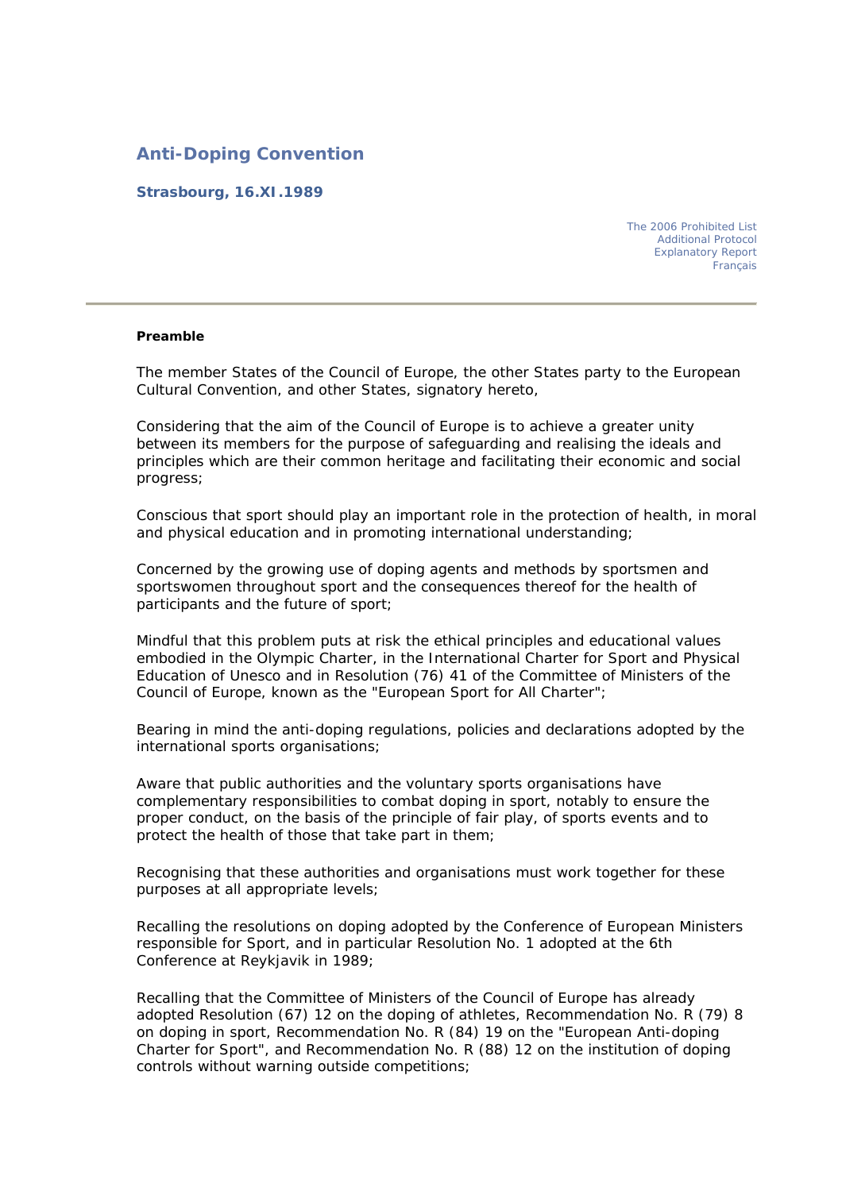# Anti-Doping Convention

**Strasbourg, 16.XI.1989**

The 2006 Prohibited List
Additional Protocol
Explanatory Report
Français

---

**Preamble**

The member States of the Council of Europe, the other States party to the European Cultural Convention, and other States, signatory hereto,

Considering that the aim of the Council of Europe is to achieve a greater unity between its members for the purpose of safeguarding and realising the ideals and principles which are their common heritage and facilitating their economic and social progress;

Conscious that sport should play an important role in the protection of health, in moral and physical education and in promoting international understanding;

Concerned by the growing use of doping agents and methods by sportsmen and sportswomen throughout sport and the consequences thereof for the health of participants and the future of sport;

Mindful that this problem puts at risk the ethical principles and educational values embodied in the Olympic Charter, in the International Charter for Sport and Physical Education of Unesco and in Resolution (76) 41 of the Committee of Ministers of the Council of Europe, known as the "European Sport for All Charter";

Bearing in mind the anti-doping regulations, policies and declarations adopted by the international sports organisations;

Aware that public authorities and the voluntary sports organisations have complementary responsibilities to combat doping in sport, notably to ensure the proper conduct, on the basis of the principle of fair play, of sports events and to protect the health of those that take part in them;

Recognising that these authorities and organisations must work together for these purposes at all appropriate levels;

Recalling the resolutions on doping adopted by the Conference of European Ministers responsible for Sport, and in particular Resolution No. 1 adopted at the 6th Conference at Reykjavik in 1989;

Recalling that the Committee of Ministers of the Council of Europe has already adopted Resolution (67) 12 on the doping of athletes, Recommendation No. R (79) 8 on doping in sport, Recommendation No. R (84) 19 on the "European Anti-doping Charter for Sport", and Recommendation No. R (88) 12 on the institution of doping controls without warning outside competitions;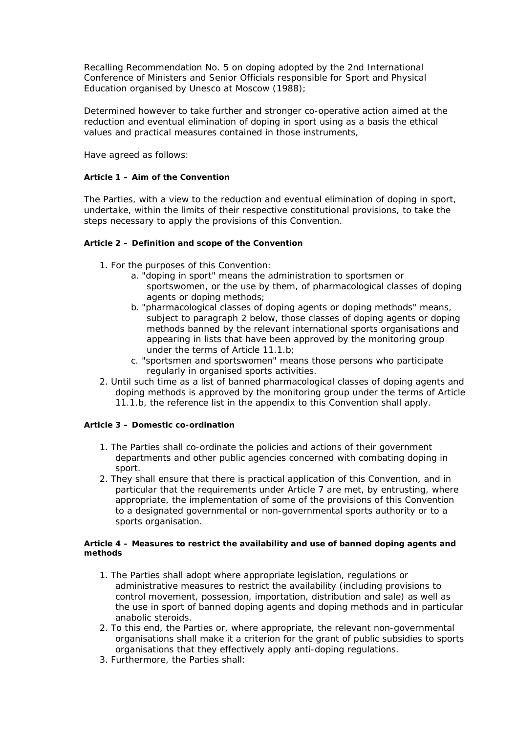Recalling Recommendation No. 5 on doping adopted by the 2nd International Conference of Ministers and Senior Officials responsible for Sport and Physical Education organised by Unesco at Moscow (1988);

Determined however to take further and stronger co-operative action aimed at the reduction and eventual elimination of doping in sport using as a basis the ethical values and practical measures contained in those instruments,

Have agreed as follows:

#### Article 1 – Aim of the Convention

The Parties, with a view to the reduction and eventual elimination of doping in sport, undertake, within the limits of their respective constitutional provisions, to take the steps necessary to apply the provisions of this Convention.

#### Article 2 – Definition and scope of the Convention

1. For the purposes of this Convention:
    a. "doping in sport" means the administration to sportsmen or sportswomen, or the use by them, of pharmacological classes of doping agents or doping methods;
    b. "pharmacological classes of doping agents or doping methods" means, subject to paragraph 2 below, those classes of doping agents or doping methods banned by the relevant international sports organisations and appearing in lists that have been approved by the monitoring group under the terms of Article 11.1.b;
    c. "sportsmen and sportswomen" means those persons who participate regularly in organised sports activities.
2. Until such time as a list of banned pharmacological classes of doping agents and doping methods is approved by the monitoring group under the terms of Article 11.1.b, the reference list in the appendix to this Convention shall apply.

#### Article 3 – Domestic co-ordination

1. The Parties shall co-ordinate the policies and actions of their government departments and other public agencies concerned with combating doping in sport.
2. They shall ensure that there is practical application of this Convention, and in particular that the requirements under Article 7 are met, by entrusting, where appropriate, the implementation of some of the provisions of this Convention to a designated governmental or non-governmental sports authority or to a sports organisation.

#### Article 4 – Measures to restrict the availability and use of banned doping agents and methods

1. The Parties shall adopt where appropriate legislation, regulations or administrative measures to restrict the availability (including provisions to control movement, possession, importation, distribution and sale) as well as the use in sport of banned doping agents and doping methods and in particular anabolic steroids.
2. To this end, the Parties or, where appropriate, the relevant non-governmental organisations shall make it a criterion for the grant of public subsidies to sports organisations that they effectively apply anti-doping regulations.
3. Furthermore, the Parties shall: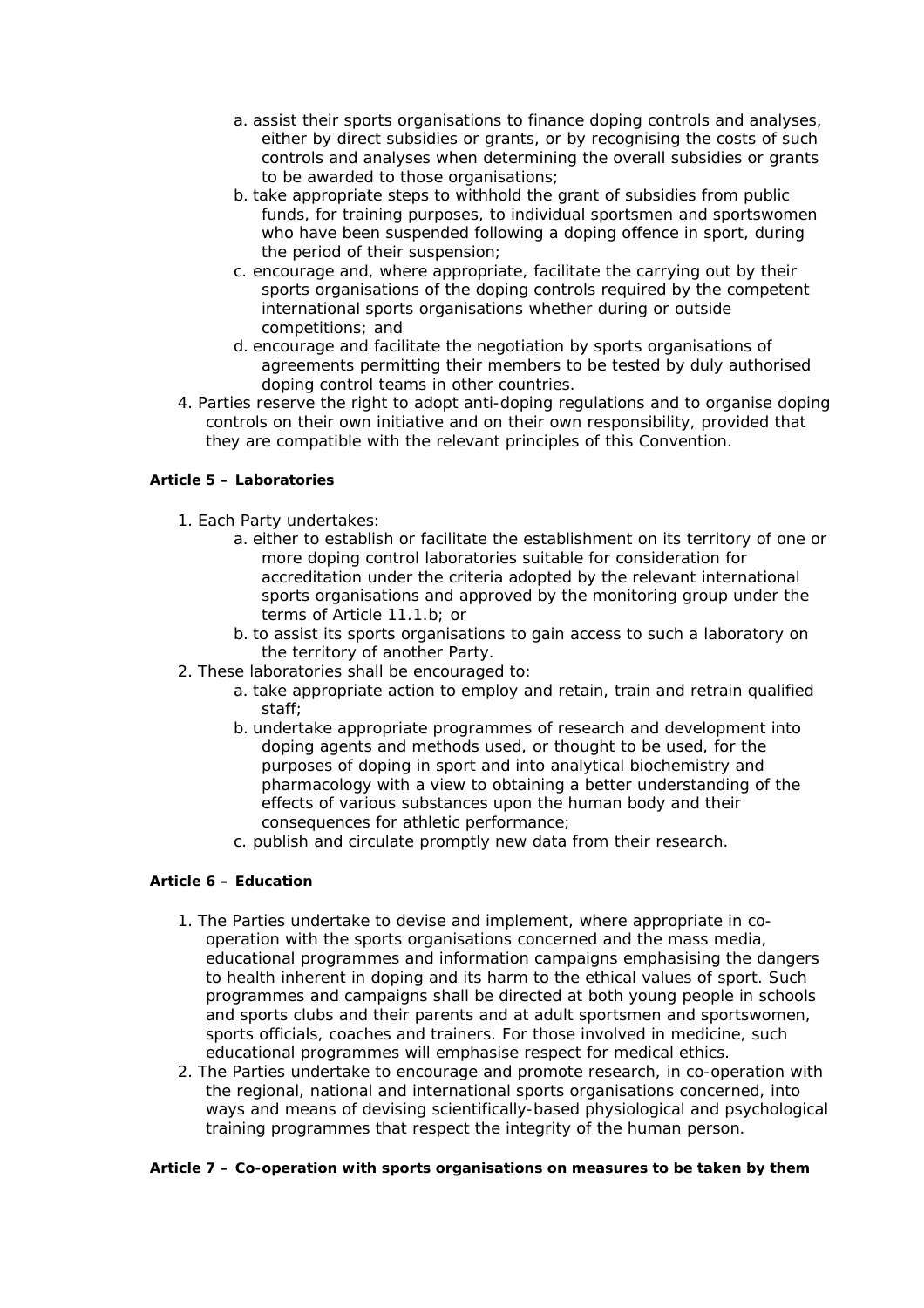a. assist their sports organisations to finance doping controls and analyses, either by direct subsidies or grants, or by recognising the costs of such controls and analyses when determining the overall subsidies or grants to be awarded to those organisations;
b. take appropriate steps to withhold the grant of subsidies from public funds, for training purposes, to individual sportsmen and sportswomen who have been suspended following a doping offence in sport, during the period of their suspension;
c. encourage and, where appropriate, facilitate the carrying out by their sports organisations of the doping controls required by the competent international sports organisations whether during or outside competitions; and
d. encourage and facilitate the negotiation by sports organisations of agreements permitting their members to be tested by duly authorised doping control teams in other countries.

4. Parties reserve the right to adopt anti-doping regulations and to organise doping controls on their own initiative and on their own responsibility, provided that they are compatible with the relevant principles of this Convention.

#### Article 5 – Laboratories

1. Each Party undertakes:
   a. either to establish or facilitate the establishment on its territory of one or more doping control laboratories suitable for consideration for accreditation under the criteria adopted by the relevant international sports organisations and approved by the monitoring group under the terms of Article 11.1.b; or
   b. to assist its sports organisations to gain access to such a laboratory on the territory of another Party.
2. These laboratories shall be encouraged to:
   a. take appropriate action to employ and retain, train and retrain qualified staff;
   b. undertake appropriate programmes of research and development into doping agents and methods used, or thought to be used, for the purposes of doping in sport and into analytical biochemistry and pharmacology with a view to obtaining a better understanding of the effects of various substances upon the human body and their consequences for athletic performance;
   c. publish and circulate promptly new data from their research.

#### Article 6 – Education

1. The Parties undertake to devise and implement, where appropriate in co-operation with the sports organisations concerned and the mass media, educational programmes and information campaigns emphasising the dangers to health inherent in doping and its harm to the ethical values of sport. Such programmes and campaigns shall be directed at both young people in schools and sports clubs and their parents and at adult sportsmen and sportswomen, sports officials, coaches and trainers. For those involved in medicine, such educational programmes will emphasise respect for medical ethics.
2. The Parties undertake to encourage and promote research, in co-operation with the regional, national and international sports organisations concerned, into ways and means of devising scientifically-based physiological and psychological training programmes that respect the integrity of the human person.

#### Article 7 – Co-operation with sports organisations on measures to be taken by them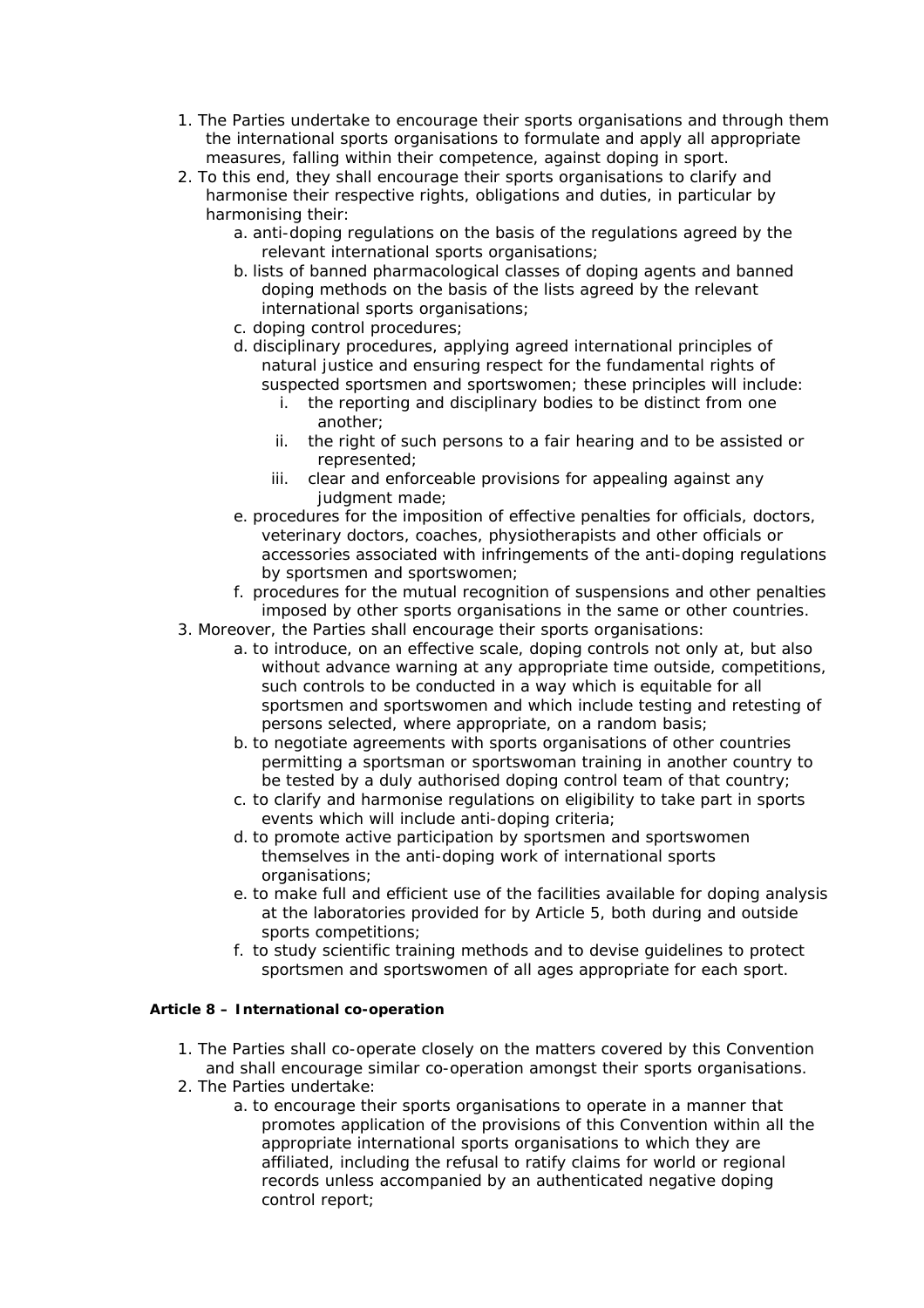1. The Parties undertake to encourage their sports organisations and through them the international sports organisations to formulate and apply all appropriate measures, falling within their competence, against doping in sport.
2. To this end, they shall encourage their sports organisations to clarify and harmonise their respective rights, obligations and duties, in particular by harmonising their:
    a. anti-doping regulations on the basis of the regulations agreed by the relevant international sports organisations;
    b. lists of banned pharmacological classes of doping agents and banned doping methods on the basis of the lists agreed by the relevant international sports organisations;
    c. doping control procedures;
    d. disciplinary procedures, applying agreed international principles of natural justice and ensuring respect for the fundamental rights of suspected sportsmen and sportswomen; these principles will include:
        i. the reporting and disciplinary bodies to be distinct from one another;
        ii. the right of such persons to a fair hearing and to be assisted or represented;
        iii. clear and enforceable provisions for appealing against any judgment made;
    e. procedures for the imposition of effective penalties for officials, doctors, veterinary doctors, coaches, physiotherapists and other officials or accessories associated with infringements of the anti-doping regulations by sportsmen and sportswomen;
    f. procedures for the mutual recognition of suspensions and other penalties imposed by other sports organisations in the same or other countries.
3. Moreover, the Parties shall encourage their sports organisations:
    a. to introduce, on an effective scale, doping controls not only at, but also without advance warning at any appropriate time outside, competitions, such controls to be conducted in a way which is equitable for all sportsmen and sportswomen and which include testing and retesting of persons selected, where appropriate, on a random basis;
    b. to negotiate agreements with sports organisations of other countries permitting a sportsman or sportswoman training in another country to be tested by a duly authorised doping control team of that country;
    c. to clarify and harmonise regulations on eligibility to take part in sports events which will include anti-doping criteria;
    d. to promote active participation by sportsmen and sportswomen themselves in the anti-doping work of international sports organisations;
    e. to make full and efficient use of the facilities available for doping analysis at the laboratories provided for by Article 5, both during and outside sports competitions;
    f. to study scientific training methods and to devise guidelines to protect sportsmen and sportswomen of all ages appropriate for each sport.

**Article 8 – International co-operation**

1. The Parties shall co-operate closely on the matters covered by this Convention and shall encourage similar co-operation amongst their sports organisations.
2. The Parties undertake:
    a. to encourage their sports organisations to operate in a manner that promotes application of the provisions of this Convention within all the appropriate international sports organisations to which they are affiliated, including the refusal to ratify claims for world or regional records unless accompanied by an authenticated negative doping control report;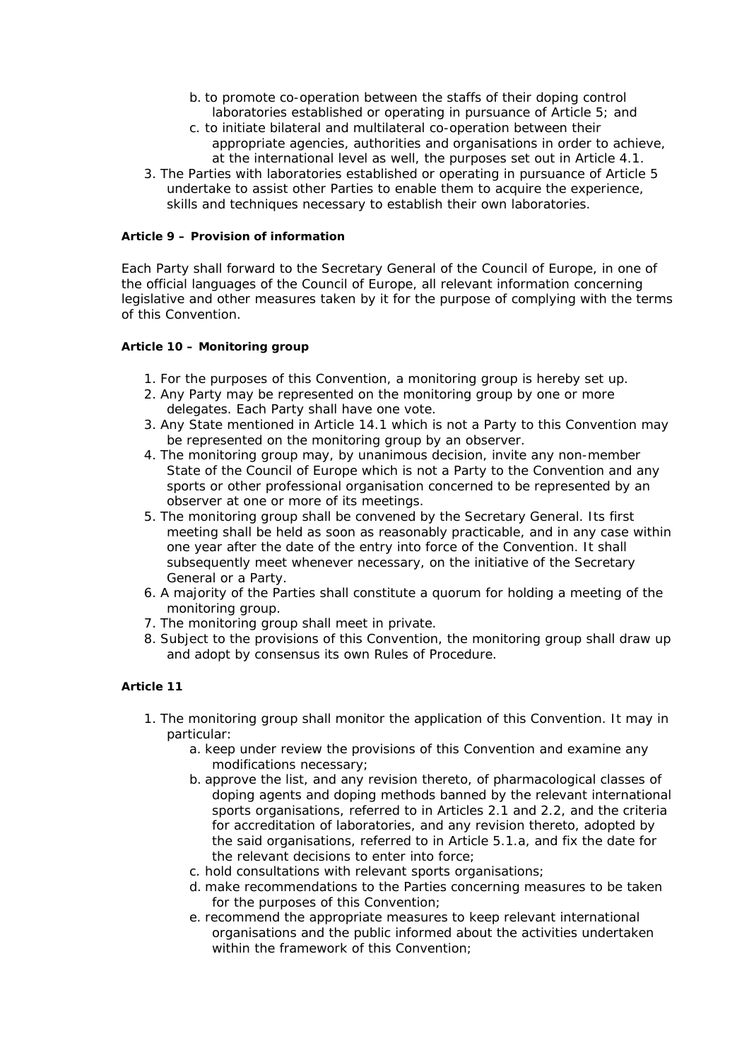b. to promote co-operation between the staffs of their doping control laboratories established or operating in pursuance of Article 5; and
   c. to initiate bilateral and multilateral co-operation between their appropriate agencies, authorities and organisations in order to achieve, at the international level as well, the purposes set out in Article 4.1.
3. The Parties with laboratories established or operating in pursuance of Article 5 undertake to assist other Parties to enable them to acquire the experience, skills and techniques necessary to establish their own laboratories.

#### Article 9 – Provision of information

Each Party shall forward to the Secretary General of the Council of Europe, in one of the official languages of the Council of Europe, all relevant information concerning legislative and other measures taken by it for the purpose of complying with the terms of this Convention.

#### Article 10 – Monitoring group

1. For the purposes of this Convention, a monitoring group is hereby set up.
2. Any Party may be represented on the monitoring group by one or more delegates. Each Party shall have one vote.
3. Any State mentioned in Article 14.1 which is not a Party to this Convention may be represented on the monitoring group by an observer.
4. The monitoring group may, by unanimous decision, invite any non-member State of the Council of Europe which is not a Party to the Convention and any sports or other professional organisation concerned to be represented by an observer at one or more of its meetings.
5. The monitoring group shall be convened by the Secretary General. Its first meeting shall be held as soon as reasonably practicable, and in any case within one year after the date of the entry into force of the Convention. It shall subsequently meet whenever necessary, on the initiative of the Secretary General or a Party.
6. A majority of the Parties shall constitute a quorum for holding a meeting of the monitoring group.
7. The monitoring group shall meet in private.
8. Subject to the provisions of this Convention, the monitoring group shall draw up and adopt by consensus its own Rules of Procedure.

#### Article 11

1. The monitoring group shall monitor the application of this Convention. It may in particular:
   a. keep under review the provisions of this Convention and examine any modifications necessary;
   b. approve the list, and any revision thereto, of pharmacological classes of doping agents and doping methods banned by the relevant international sports organisations, referred to in Articles 2.1 and 2.2, and the criteria for accreditation of laboratories, and any revision thereto, adopted by the said organisations, referred to in Article 5.1.a, and fix the date for the relevant decisions to enter into force;
   c. hold consultations with relevant sports organisations;
   d. make recommendations to the Parties concerning measures to be taken for the purposes of this Convention;
   e. recommend the appropriate measures to keep relevant international organisations and the public informed about the activities undertaken within the framework of this Convention;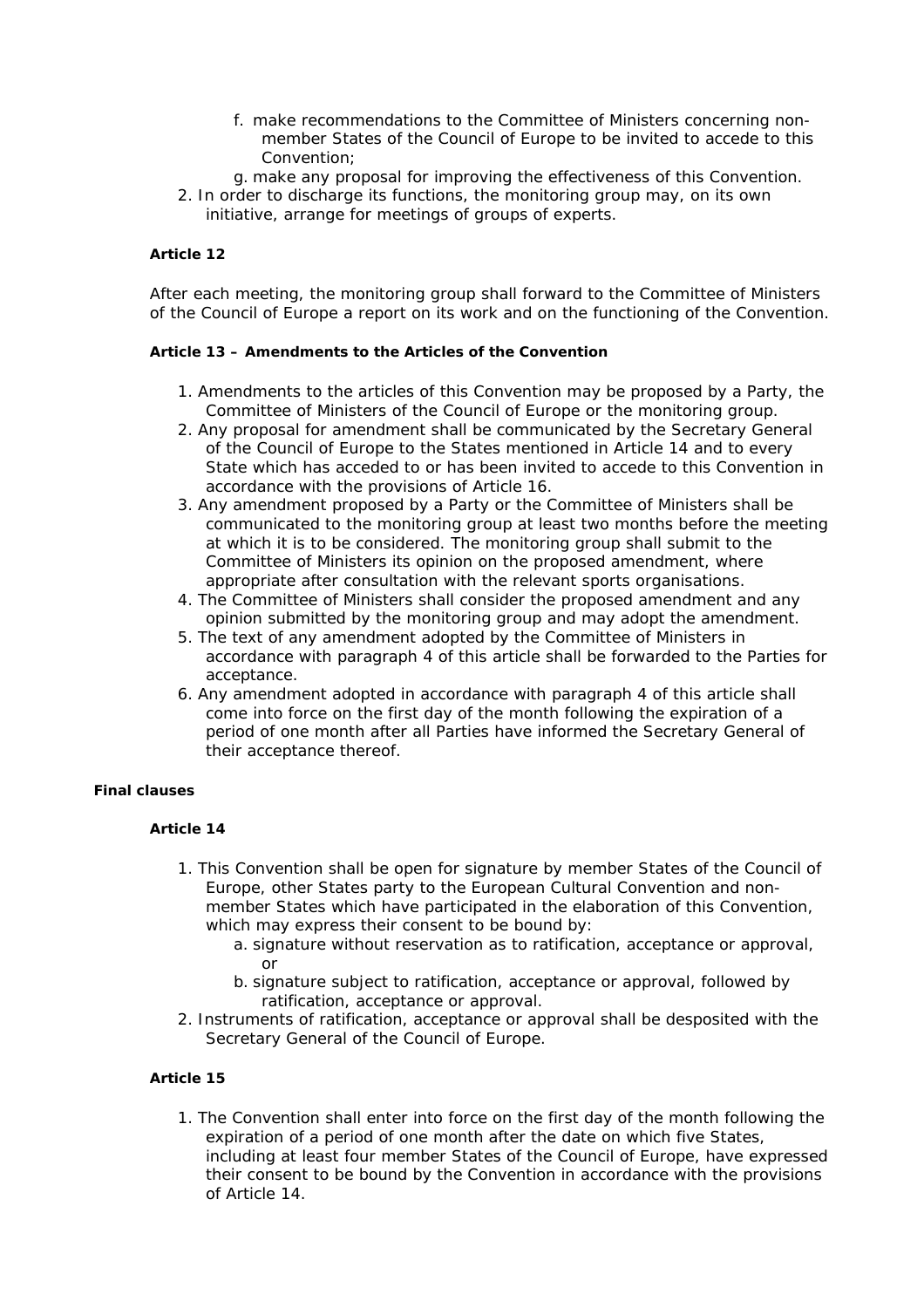f. make recommendations to the Committee of Ministers concerning non-member States of the Council of Europe to be invited to accede to this Convention;
g. make any proposal for improving the effectiveness of this Convention.

2. In order to discharge its functions, the monitoring group may, on its own initiative, arrange for meetings of groups of experts.

**Article 12**

After each meeting, the monitoring group shall forward to the Committee of Ministers of the Council of Europe a report on its work and on the functioning of the Convention.

**Article 13 – Amendments to the Articles of the Convention**

1. Amendments to the articles of this Convention may be proposed by a Party, the Committee of Ministers of the Council of Europe or the monitoring group.
2. Any proposal for amendment shall be communicated by the Secretary General of the Council of Europe to the States mentioned in Article 14 and to every State which has acceded to or has been invited to accede to this Convention in accordance with the provisions of Article 16.
3. Any amendment proposed by a Party or the Committee of Ministers shall be communicated to the monitoring group at least two months before the meeting at which it is to be considered. The monitoring group shall submit to the Committee of Ministers its opinion on the proposed amendment, where appropriate after consultation with the relevant sports organisations.
4. The Committee of Ministers shall consider the proposed amendment and any opinion submitted by the monitoring group and may adopt the amendment.
5. The text of any amendment adopted by the Committee of Ministers in accordance with paragraph 4 of this article shall be forwarded to the Parties for acceptance.
6. Any amendment adopted in accordance with paragraph 4 of this article shall come into force on the first day of the month following the expiration of a period of one month after all Parties have informed the Secretary General of their acceptance thereof.

**Final clauses**

**Article 14**

1. This Convention shall be open for signature by member States of the Council of Europe, other States party to the European Cultural Convention and non-member States which have participated in the elaboration of this Convention, which may express their consent to be bound by:
   a. signature without reservation as to ratification, acceptance or approval, or
   b. signature subject to ratification, acceptance or approval, followed by ratification, acceptance or approval.
2. Instruments of ratification, acceptance or approval shall be desposited with the Secretary General of the Council of Europe.

**Article 15**

1. The Convention shall enter into force on the first day of the month following the expiration of a period of one month after the date on which five States, including at least four member States of the Council of Europe, have expressed their consent to be bound by the Convention in accordance with the provisions of Article 14.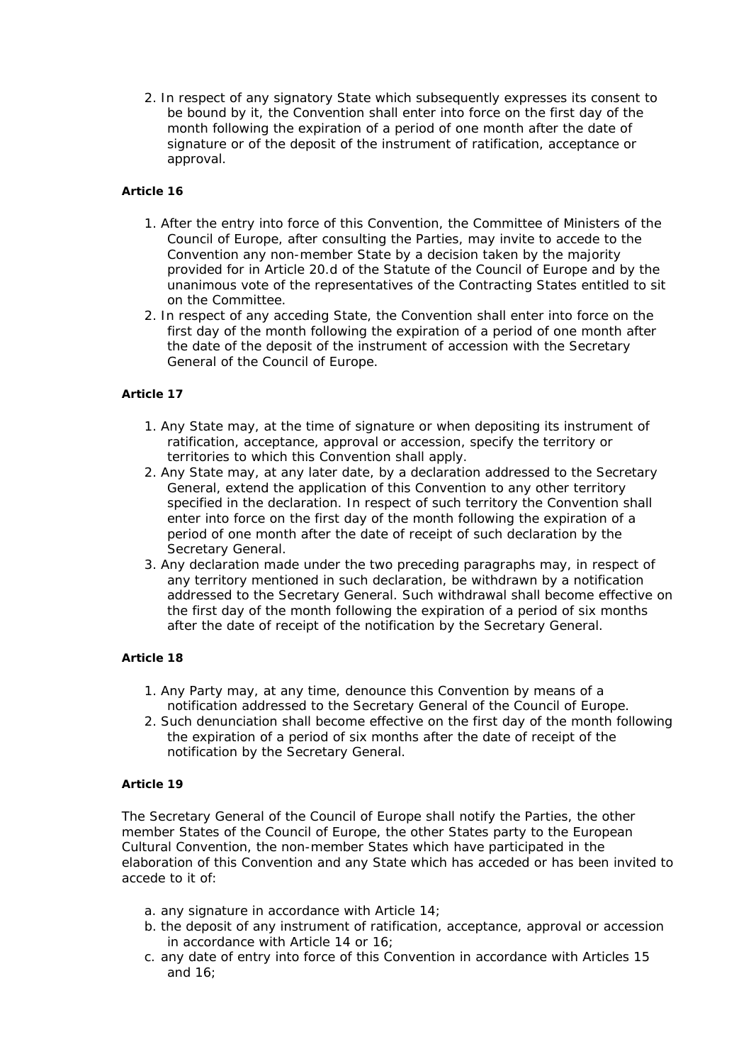2. In respect of any signatory State which subsequently expresses its consent to be bound by it, the Convention shall enter into force on the first day of the month following the expiration of a period of one month after the date of signature or of the deposit of the instrument of ratification, acceptance or approval.

**Article 16**

1. After the entry into force of this Convention, the Committee of Ministers of the Council of Europe, after consulting the Parties, may invite to accede to the Convention any non-member State by a decision taken by the majority provided for in Article 20.d of the Statute of the Council of Europe and by the unanimous vote of the representatives of the Contracting States entitled to sit on the Committee.
2. In respect of any acceding State, the Convention shall enter into force on the first day of the month following the expiration of a period of one month after the date of the deposit of the instrument of accession with the Secretary General of the Council of Europe.

**Article 17**

1. Any State may, at the time of signature or when depositing its instrument of ratification, acceptance, approval or accession, specify the territory or territories to which this Convention shall apply.
2. Any State may, at any later date, by a declaration addressed to the Secretary General, extend the application of this Convention to any other territory specified in the declaration. In respect of such territory the Convention shall enter into force on the first day of the month following the expiration of a period of one month after the date of receipt of such declaration by the Secretary General.
3. Any declaration made under the two preceding paragraphs may, in respect of any territory mentioned in such declaration, be withdrawn by a notification addressed to the Secretary General. Such withdrawal shall become effective on the first day of the month following the expiration of a period of six months after the date of receipt of the notification by the Secretary General.

**Article 18**

1. Any Party may, at any time, denounce this Convention by means of a notification addressed to the Secretary General of the Council of Europe.
2. Such denunciation shall become effective on the first day of the month following the expiration of a period of six months after the date of receipt of the notification by the Secretary General.

**Article 19**

The Secretary General of the Council of Europe shall notify the Parties, the other member States of the Council of Europe, the other States party to the European Cultural Convention, the non-member States which have participated in the elaboration of this Convention and any State which has acceded or has been invited to accede to it of:

a. any signature in accordance with Article 14;
b. the deposit of any instrument of ratification, acceptance, approval or accession in accordance with Article 14 or 16;
c. any date of entry into force of this Convention in accordance with Articles 15 and 16;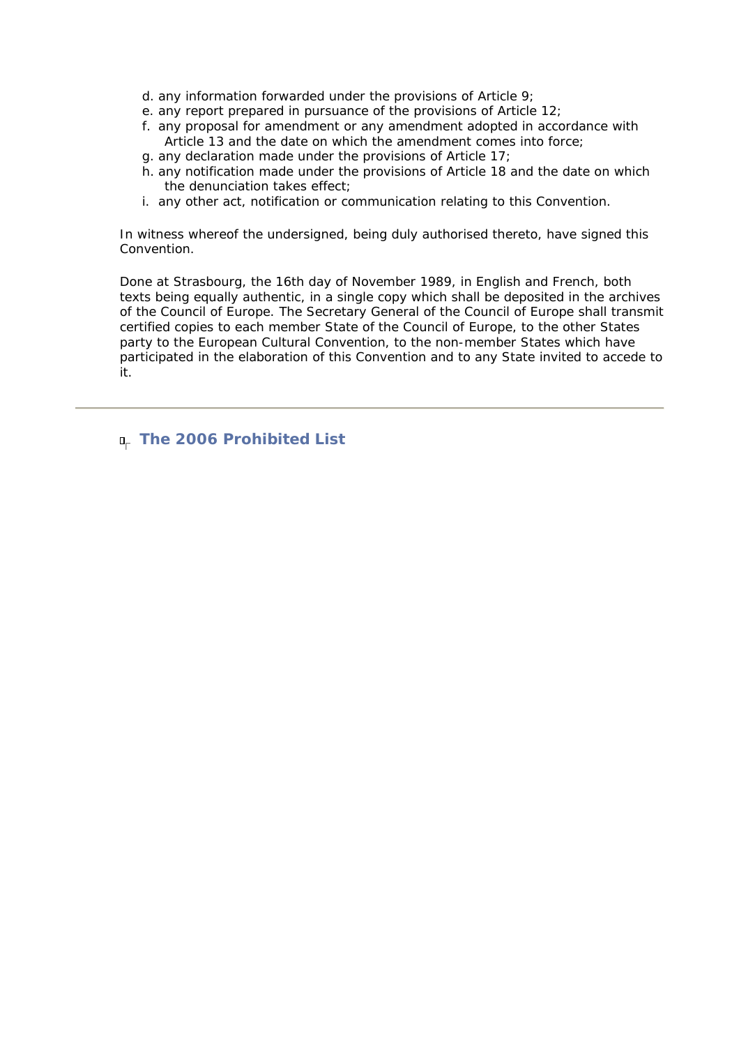d. any information forwarded under the provisions of Article 9;
e. any report prepared in pursuance of the provisions of Article 12;
f. any proposal for amendment or any amendment adopted in accordance with Article 13 and the date on which the amendment comes into force;
g. any declaration made under the provisions of Article 17;
h. any notification made under the provisions of Article 18 and the date on which the denunciation takes effect;
i. any other act, notification or communication relating to this Convention.

In witness whereof the undersigned, being duly authorised thereto, have signed this Convention.

Done at Strasbourg, the 16th day of November 1989, in English and French, both texts being equally authentic, in a single copy which shall be deposited in the archives of the Council of Europe. The Secretary General of the Council of Europe shall transmit certified copies to each member State of the Council of Europe, to the other States party to the European Cultural Convention, to the non-member States which have participated in the elaboration of this Convention and to any State invited to accede to it.

---

**The 2006 Prohibited List**